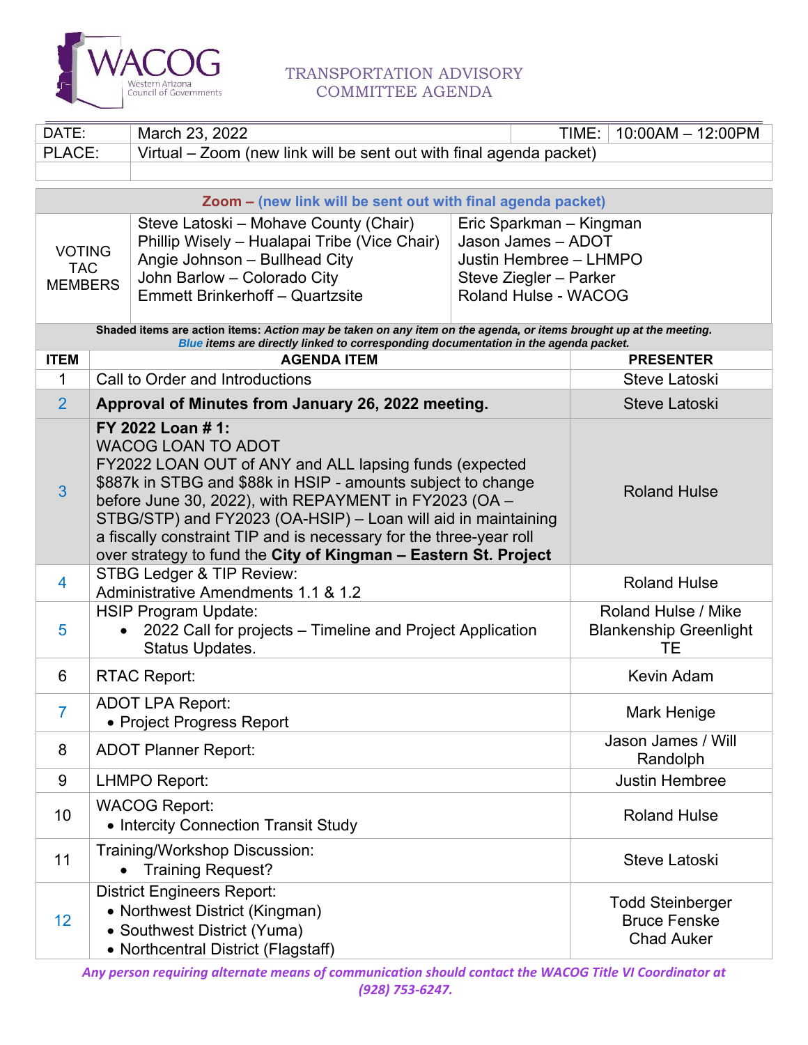WACOG Western Arizona Council of Governments

# TRANSPORTATION ADVISORY COMMITTEE AGENDA

| DATE: | March 23, 2022 | TIME: | 10:00AM – 12:00PM |
|---|---|---|---|
| PLACE: | Virtual – Zoom (new link will be sent out with final agenda packet) | | |

**Zoom – (new link will be sent out with final agenda packet)**

| VOTING TAC MEMBERS | | |
|---|---|---|
| | Steve Latoski – Mohave County (Chair) | Eric Sparkman – Kingman |
| | Phillip Wisely – Hualapai Tribe (Vice Chair) | Jason James – ADOT |
| | Angie Johnson – Bullhead City | Justin Hembree – LHMPO |
| | John Barlow – Colorado City | Steve Ziegler – Parker |
| | Emmett Brinkerhoff – Quartzsite | Roland Hulse - WACOG |

**Shaded items are action items:** ***Action may be taken on any item on the agenda, or items brought up at the meeting.***
***Blue** items are directly linked to corresponding documentation in the agenda packet.*

| ITEM | AGENDA ITEM | PRESENTER |
|---|---|---|
| 1 | Call to Order and Introductions | Steve Latoski |
| 2 | **Approval of Minutes from January 26, 2022 meeting.** | Steve Latoski |
| 3 | **FY 2022 Loan # 1:** WACOG LOAN TO ADOT FY2022 LOAN OUT of ANY and ALL lapsing funds (expected $887k in STBG and $88k in HSIP - amounts subject to change before June 30, 2022), with REPAYMENT in FY2023 (OA – STBG/STP) and FY2023 (OA-HSIP) – Loan will aid in maintaining a fiscally constraint TIP and is necessary for the three-year roll over strategy to fund the **City of Kingman – Eastern St. Project** | Roland Hulse |
| 4 | STBG Ledger & TIP Review: Administrative Amendments 1.1 & 1.2 | Roland Hulse |
| 5 | HSIP Program Update: • 2022 Call for projects – Timeline and Project Application Status Updates. | Roland Hulse / Mike Blankenship Greenlight TE |
| 6 | RTAC Report: | Kevin Adam |
| 7 | ADOT LPA Report: • Project Progress Report | Mark Henige |
| 8 | ADOT Planner Report: | Jason James / Will Randolph |
| 9 | LHMPO Report: | Justin Hembree |
| 10 | WACOG Report: • Intercity Connection Transit Study | Roland Hulse |
| 11 | Training/Workshop Discussion: • Training Request? | Steve Latoski |
| 12 | District Engineers Report: • Northwest District (Kingman) • Southwest District (Yuma) • Northcentral District (Flagstaff) | Todd Steinberger / Bruce Fenske / Chad Auker |

***Any person requiring alternate means of communication should contact the WACOG Title VI Coordinator at (928) 753-6247.***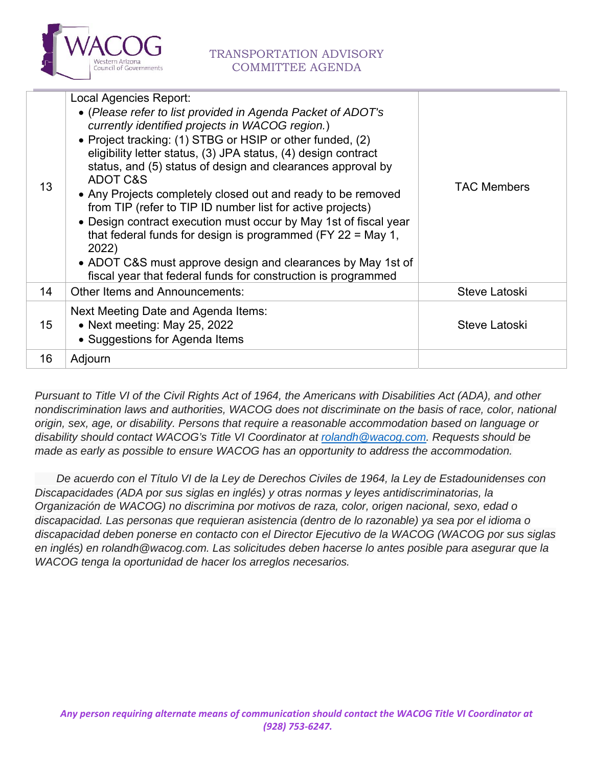| | | |
|---|---|---|
| 13 | Local Agencies Report:<br>• (*Please refer to list provided in Agenda Packet of ADOT's currently identified projects in WACOG region.*)<br>• Project tracking: (1) STBG or HSIP or other funded, (2) eligibility letter status, (3) JPA status, (4) design contract status, and (5) status of design and clearances approval by ADOT C&S<br>• Any Projects completely closed out and ready to be removed from TIP (refer to TIP ID number list for active projects)<br>• Design contract execution must occur by May 1st of fiscal year that federal funds for design is programmed (FY 22 = May 1, 2022)<br>• ADOT C&S must approve design and clearances by May 1st of fiscal year that federal funds for construction is programmed | TAC Members |
| 14 | Other Items and Announcements: | Steve Latoski |
| 15 | Next Meeting Date and Agenda Items:<br>• Next meeting: May 25, 2022<br>• Suggestions for Agenda Items | Steve Latoski |
| 16 | Adjourn | |

*Pursuant to Title VI of the Civil Rights Act of 1964, the Americans with Disabilities Act (ADA), and other nondiscrimination laws and authorities, WACOG does not discriminate on the basis of race, color, national origin, sex, age, or disability. Persons that require a reasonable accommodation based on language or disability should contact WACOG's Title VI Coordinator at rolandh@wacog.com. Requests should be made as early as possible to ensure WACOG has an opportunity to address the accommodation.*

*De acuerdo con el Título VI de la Ley de Derechos Civiles de 1964, la Ley de Estadounidenses con Discapacidades (ADA por sus siglas en inglés) y otras normas y leyes antidiscriminatorias, la Organización de WACOG) no discrimina por motivos de raza, color, origen nacional, sexo, edad o discapacidad. Las personas que requieran asistencia (dentro de lo razonable) ya sea por el idioma o discapacidad deben ponerse en contacto con el Director Ejecutivo de la WACOG (WACOG por sus siglas en inglés) en rolandh@wacog.com. Las solicitudes deben hacerse lo antes posible para asegurar que la WACOG tenga la oportunidad de hacer los arreglos necesarios.*

***Any person requiring alternate means of communication should contact the WACOG Title VI Coordinator at (928) 753-6247.***